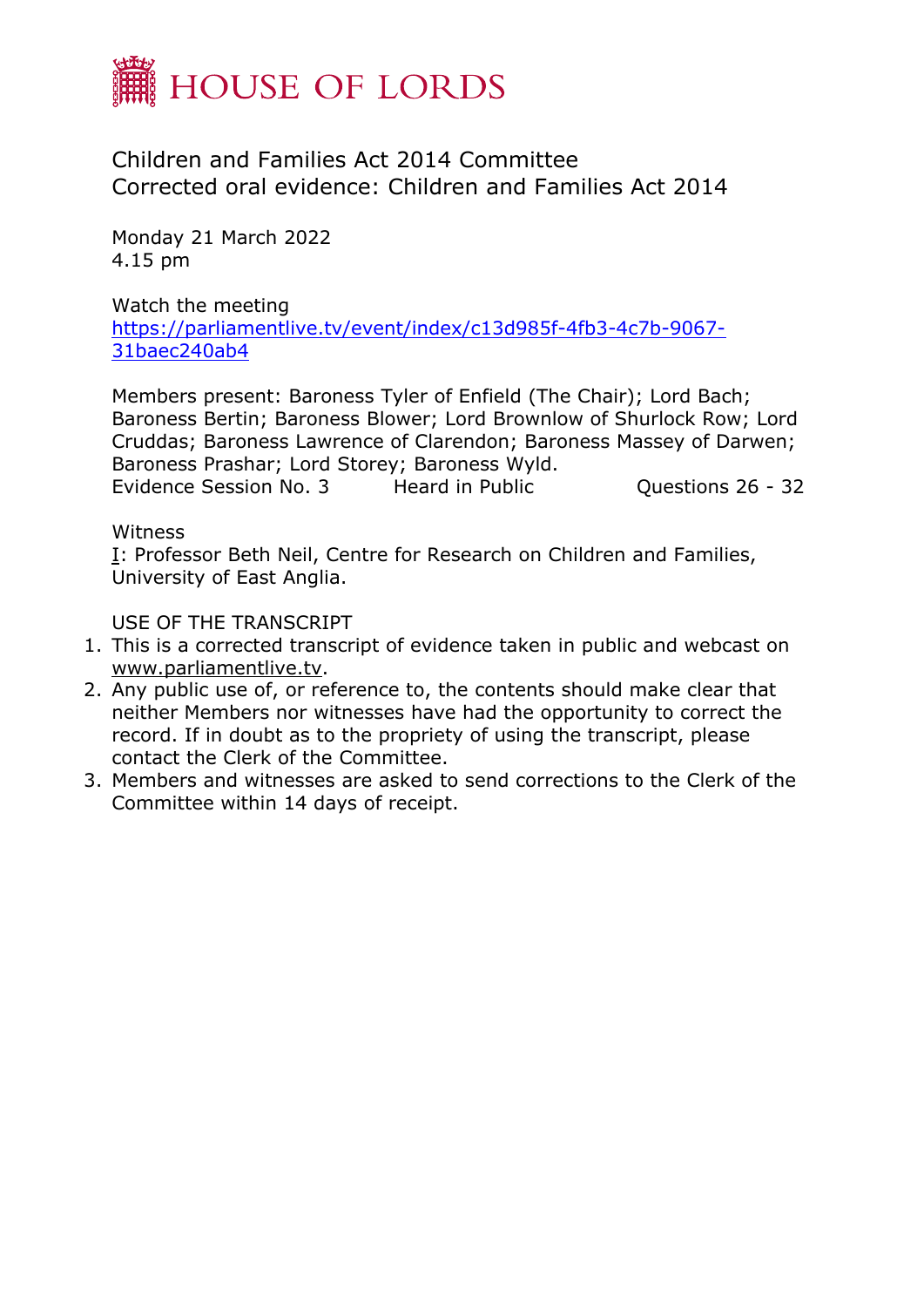# HOUSE OF LORDS

Children and Families Act 2014 Committee
Corrected oral evidence: Children and Families Act 2014

Monday 21 March 2022
4.15 pm

Watch the meeting
https://parliamentlive.tv/event/index/c13d985f-4fb3-4c7b-9067-31baec240ab4

Members present: Baroness Tyler of Enfield (The Chair); Lord Bach; Baroness Bertin; Baroness Blower; Lord Brownlow of Shurlock Row; Lord Cruddas; Baroness Lawrence of Clarendon; Baroness Massey of Darwen; Baroness Prashar; Lord Storey; Baroness Wyld.

Evidence Session No. 3 Heard in Public Questions 26 - 32

Witness

I: Professor Beth Neil, Centre for Research on Children and Families, University of East Anglia.

USE OF THE TRANSCRIPT

1. This is a corrected transcript of evidence taken in public and webcast on www.parliamentlive.tv.
2. Any public use of, or reference to, the contents should make clear that neither Members nor witnesses have had the opportunity to correct the record. If in doubt as to the propriety of using the transcript, please contact the Clerk of the Committee.
3. Members and witnesses are asked to send corrections to the Clerk of the Committee within 14 days of receipt.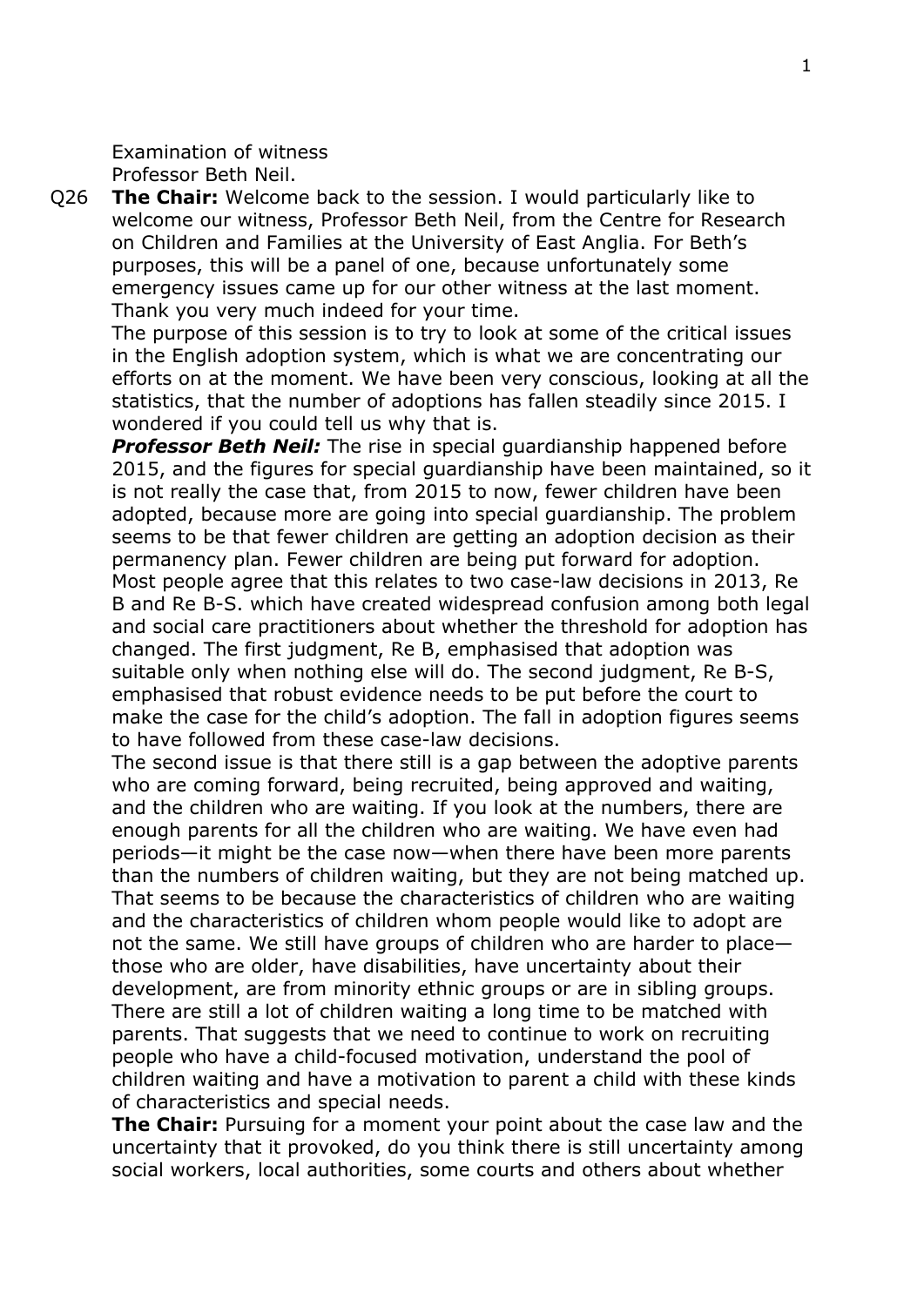Examination of witness
Professor Beth Neil.

Q26 **The Chair:** Welcome back to the session. I would particularly like to welcome our witness, Professor Beth Neil, from the Centre for Research on Children and Families at the University of East Anglia. For Beth's purposes, this will be a panel of one, because unfortunately some emergency issues came up for our other witness at the last moment. Thank you very much indeed for your time.

The purpose of this session is to try to look at some of the critical issues in the English adoption system, which is what we are concentrating our efforts on at the moment. We have been very conscious, looking at all the statistics, that the number of adoptions has fallen steadily since 2015. I wondered if you could tell us why that is.

***Professor Beth Neil:*** The rise in special guardianship happened before 2015, and the figures for special guardianship have been maintained, so it is not really the case that, from 2015 to now, fewer children have been adopted, because more are going into special guardianship. The problem seems to be that fewer children are getting an adoption decision as their permanency plan. Fewer children are being put forward for adoption. Most people agree that this relates to two case-law decisions in 2013, Re B and Re B-S. which have created widespread confusion among both legal and social care practitioners about whether the threshold for adoption has changed. The first judgment, Re B, emphasised that adoption was suitable only when nothing else will do. The second judgment, Re B-S, emphasised that robust evidence needs to be put before the court to make the case for the child's adoption. The fall in adoption figures seems to have followed from these case-law decisions.

The second issue is that there still is a gap between the adoptive parents who are coming forward, being recruited, being approved and waiting, and the children who are waiting. If you look at the numbers, there are enough parents for all the children who are waiting. We have even had periods—it might be the case now—when there have been more parents than the numbers of children waiting, but they are not being matched up. That seems to be because the characteristics of children who are waiting and the characteristics of children whom people would like to adopt are not the same. We still have groups of children who are harder to place—those who are older, have disabilities, have uncertainty about their development, are from minority ethnic groups or are in sibling groups. There are still a lot of children waiting a long time to be matched with parents. That suggests that we need to continue to work on recruiting people who have a child-focused motivation, understand the pool of children waiting and have a motivation to parent a child with these kinds of characteristics and special needs.

**The Chair:** Pursuing for a moment your point about the case law and the uncertainty that it provoked, do you think there is still uncertainty among social workers, local authorities, some courts and others about whether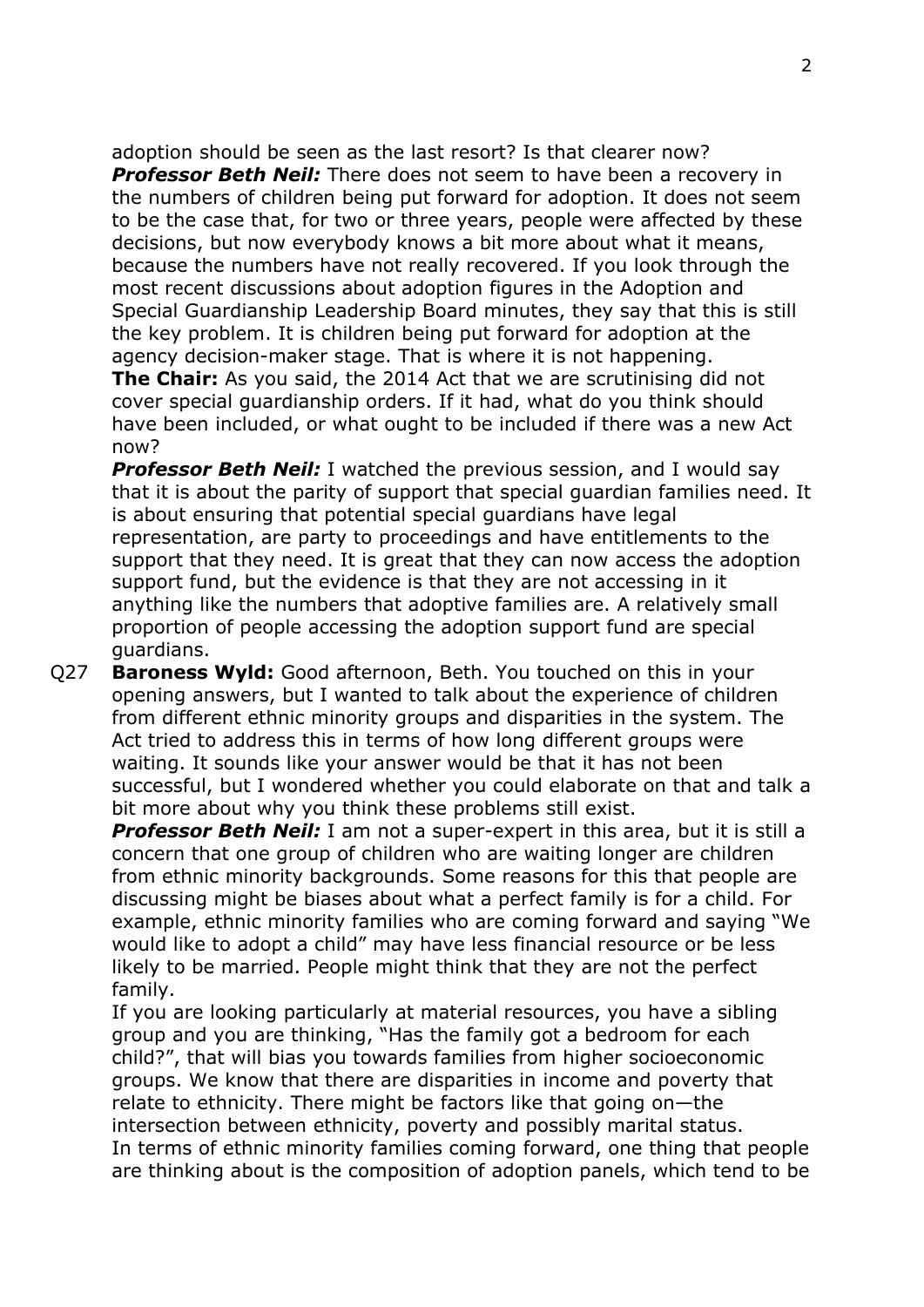adoption should be seen as the last resort? Is that clearer now?

***Professor Beth Neil:*** There does not seem to have been a recovery in the numbers of children being put forward for adoption. It does not seem to be the case that, for two or three years, people were affected by these decisions, but now everybody knows a bit more about what it means, because the numbers have not really recovered. If you look through the most recent discussions about adoption figures in the Adoption and Special Guardianship Leadership Board minutes, they say that this is still the key problem. It is children being put forward for adoption at the agency decision-maker stage. That is where it is not happening.

**The Chair:** As you said, the 2014 Act that we are scrutinising did not cover special guardianship orders. If it had, what do you think should have been included, or what ought to be included if there was a new Act now?

***Professor Beth Neil:*** I watched the previous session, and I would say that it is about the parity of support that special guardian families need. It is about ensuring that potential special guardians have legal representation, are party to proceedings and have entitlements to the support that they need. It is great that they can now access the adoption support fund, but the evidence is that they are not accessing in it anything like the numbers that adoptive families are. A relatively small proportion of people accessing the adoption support fund are special guardians.

Q27 **Baroness Wyld:** Good afternoon, Beth. You touched on this in your opening answers, but I wanted to talk about the experience of children from different ethnic minority groups and disparities in the system. The Act tried to address this in terms of how long different groups were waiting. It sounds like your answer would be that it has not been successful, but I wondered whether you could elaborate on that and talk a bit more about why you think these problems still exist.

***Professor Beth Neil:*** I am not a super-expert in this area, but it is still a concern that one group of children who are waiting longer are children from ethnic minority backgrounds. Some reasons for this that people are discussing might be biases about what a perfect family is for a child. For example, ethnic minority families who are coming forward and saying "We would like to adopt a child" may have less financial resource or be less likely to be married. People might think that they are not the perfect family.

If you are looking particularly at material resources, you have a sibling group and you are thinking, "Has the family got a bedroom for each child?", that will bias you towards families from higher socioeconomic groups. We know that there are disparities in income and poverty that relate to ethnicity. There might be factors like that going on—the intersection between ethnicity, poverty and possibly marital status.

In terms of ethnic minority families coming forward, one thing that people are thinking about is the composition of adoption panels, which tend to be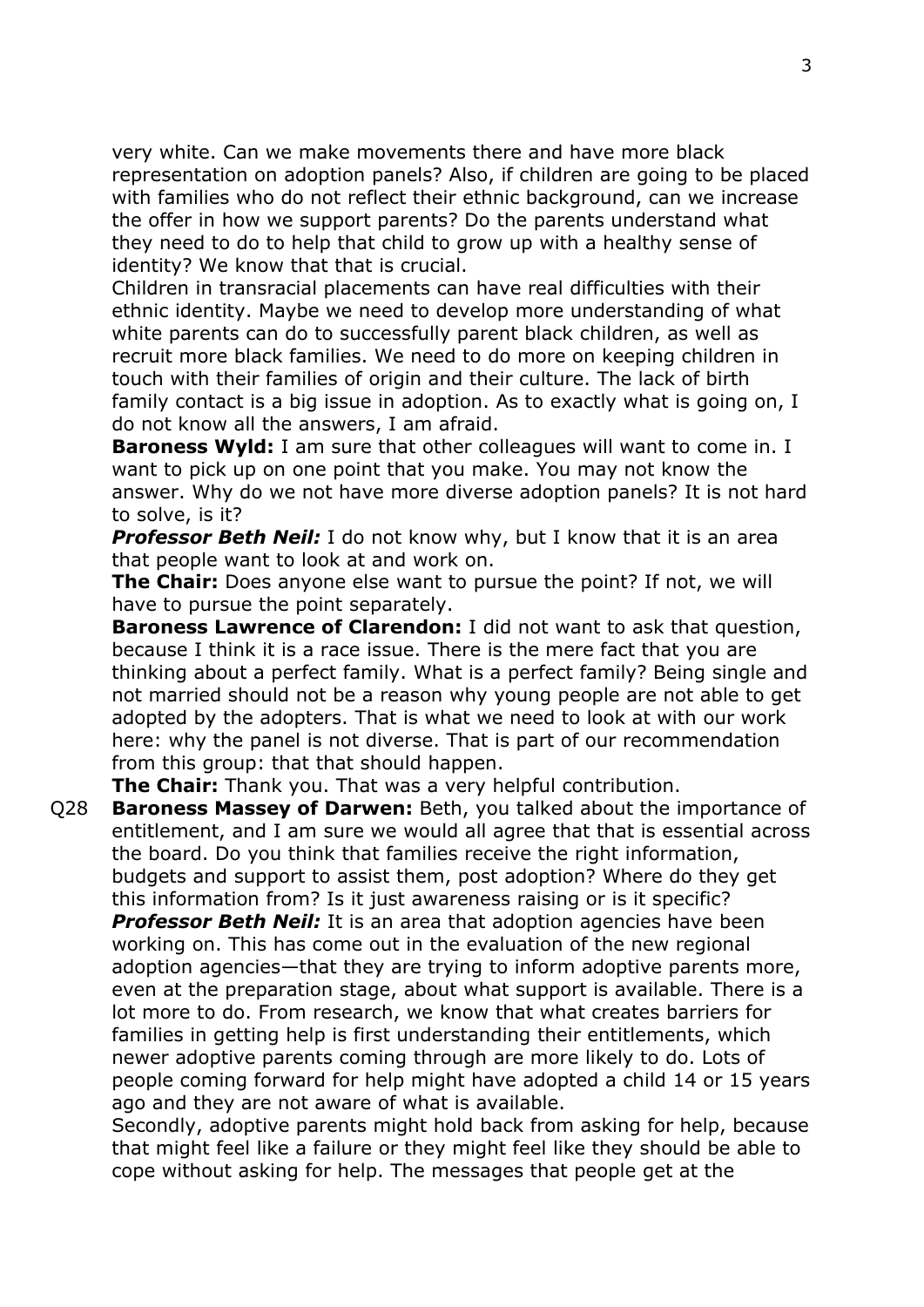very white. Can we make movements there and have more black representation on adoption panels? Also, if children are going to be placed with families who do not reflect their ethnic background, can we increase the offer in how we support parents? Do the parents understand what they need to do to help that child to grow up with a healthy sense of identity? We know that that is crucial.

Children in transracial placements can have real difficulties with their ethnic identity. Maybe we need to develop more understanding of what white parents can do to successfully parent black children, as well as recruit more black families. We need to do more on keeping children in touch with their families of origin and their culture. The lack of birth family contact is a big issue in adoption. As to exactly what is going on, I do not know all the answers, I am afraid.

**Baroness Wyld:** I am sure that other colleagues will want to come in. I want to pick up on one point that you make. You may not know the answer. Why do we not have more diverse adoption panels? It is not hard to solve, is it?

***Professor Beth Neil:*** I do not know why, but I know that it is an area that people want to look at and work on.

**The Chair:** Does anyone else want to pursue the point? If not, we will have to pursue the point separately.

**Baroness Lawrence of Clarendon:** I did not want to ask that question, because I think it is a race issue. There is the mere fact that you are thinking about a perfect family. What is a perfect family? Being single and not married should not be a reason why young people are not able to get adopted by the adopters. That is what we need to look at with our work here: why the panel is not diverse. That is part of our recommendation from this group: that that should happen.

**The Chair:** Thank you. That was a very helpful contribution.

Q28 **Baroness Massey of Darwen:** Beth, you talked about the importance of entitlement, and I am sure we would all agree that that is essential across the board. Do you think that families receive the right information, budgets and support to assist them, post adoption? Where do they get this information from? Is it just awareness raising or is it specific?

***Professor Beth Neil:*** It is an area that adoption agencies have been working on. This has come out in the evaluation of the new regional adoption agencies—that they are trying to inform adoptive parents more, even at the preparation stage, about what support is available. There is a lot more to do. From research, we know that what creates barriers for families in getting help is first understanding their entitlements, which newer adoptive parents coming through are more likely to do. Lots of people coming forward for help might have adopted a child 14 or 15 years ago and they are not aware of what is available.

Secondly, adoptive parents might hold back from asking for help, because that might feel like a failure or they might feel like they should be able to cope without asking for help. The messages that people get at the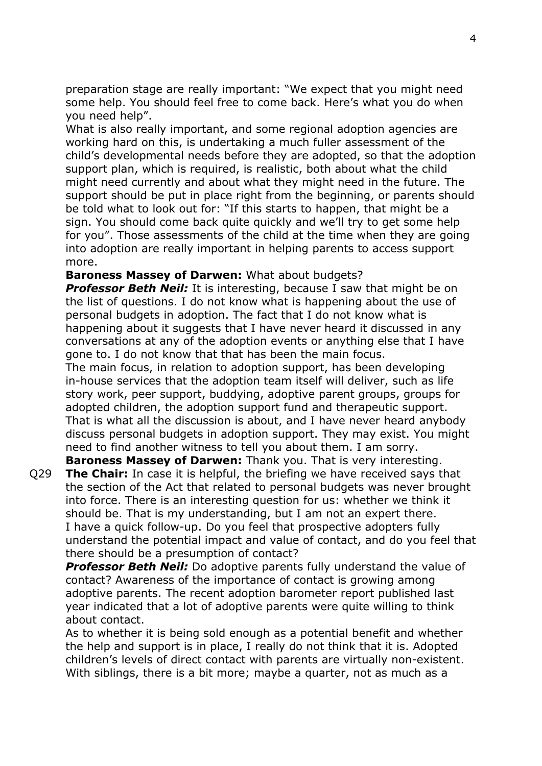preparation stage are really important: "We expect that you might need some help. You should feel free to come back. Here's what you do when you need help".

What is also really important, and some regional adoption agencies are working hard on this, is undertaking a much fuller assessment of the child's developmental needs before they are adopted, so that the adoption support plan, which is required, is realistic, both about what the child might need currently and about what they might need in the future. The support should be put in place right from the beginning, or parents should be told what to look out for: "If this starts to happen, that might be a sign. You should come back quite quickly and we'll try to get some help for you". Those assessments of the child at the time when they are going into adoption are really important in helping parents to access support more.

**Baroness Massey of Darwen:** What about budgets?

***Professor Beth Neil:*** It is interesting, because I saw that might be on the list of questions. I do not know what is happening about the use of personal budgets in adoption. The fact that I do not know what is happening about it suggests that I have never heard it discussed in any conversations at any of the adoption events or anything else that I have gone to. I do not know that that has been the main focus.

The main focus, in relation to adoption support, has been developing in-house services that the adoption team itself will deliver, such as life story work, peer support, buddying, adoptive parent groups, groups for adopted children, the adoption support fund and therapeutic support. That is what all the discussion is about, and I have never heard anybody discuss personal budgets in adoption support. They may exist. You might need to find another witness to tell you about them. I am sorry.

**Baroness Massey of Darwen:** Thank you. That is very interesting.

Q29 **The Chair:** In case it is helpful, the briefing we have received says that the section of the Act that related to personal budgets was never brought into force. There is an interesting question for us: whether we think it should be. That is my understanding, but I am not an expert there.

I have a quick follow-up. Do you feel that prospective adopters fully understand the potential impact and value of contact, and do you feel that there should be a presumption of contact?

***Professor Beth Neil:*** Do adoptive parents fully understand the value of contact? Awareness of the importance of contact is growing among adoptive parents. The recent adoption barometer report published last year indicated that a lot of adoptive parents were quite willing to think about contact.

As to whether it is being sold enough as a potential benefit and whether the help and support is in place, I really do not think that it is. Adopted children's levels of direct contact with parents are virtually non-existent. With siblings, there is a bit more; maybe a quarter, not as much as a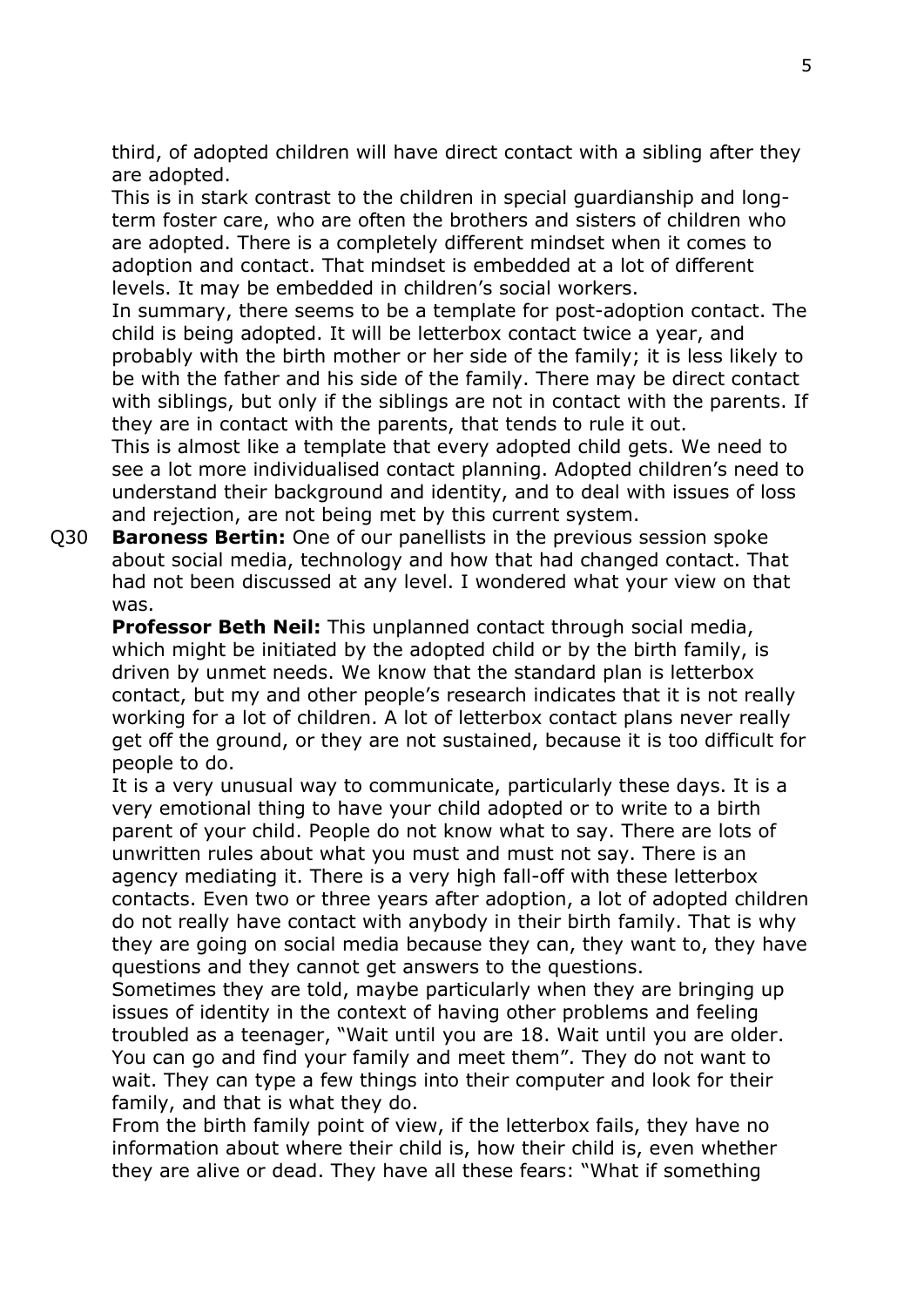third, of adopted children will have direct contact with a sibling after they are adopted.

This is in stark contrast to the children in special guardianship and long-term foster care, who are often the brothers and sisters of children who are adopted. There is a completely different mindset when it comes to adoption and contact. That mindset is embedded at a lot of different levels. It may be embedded in children's social workers.

In summary, there seems to be a template for post-adoption contact. The child is being adopted. It will be letterbox contact twice a year, and probably with the birth mother or her side of the family; it is less likely to be with the father and his side of the family. There may be direct contact with siblings, but only if the siblings are not in contact with the parents. If they are in contact with the parents, that tends to rule it out.

This is almost like a template that every adopted child gets. We need to see a lot more individualised contact planning. Adopted children's need to understand their background and identity, and to deal with issues of loss and rejection, are not being met by this current system.

Q30 **Baroness Bertin:** One of our panellists in the previous session spoke about social media, technology and how that had changed contact. That had not been discussed at any level. I wondered what your view on that was.

**Professor Beth Neil:** This unplanned contact through social media, which might be initiated by the adopted child or by the birth family, is driven by unmet needs. We know that the standard plan is letterbox contact, but my and other people's research indicates that it is not really working for a lot of children. A lot of letterbox contact plans never really get off the ground, or they are not sustained, because it is too difficult for people to do.

It is a very unusual way to communicate, particularly these days. It is a very emotional thing to have your child adopted or to write to a birth parent of your child. People do not know what to say. There are lots of unwritten rules about what you must and must not say. There is an agency mediating it. There is a very high fall-off with these letterbox contacts. Even two or three years after adoption, a lot of adopted children do not really have contact with anybody in their birth family. That is why they are going on social media because they can, they want to, they have questions and they cannot get answers to the questions.

Sometimes they are told, maybe particularly when they are bringing up issues of identity in the context of having other problems and feeling troubled as a teenager, "Wait until you are 18. Wait until you are older. You can go and find your family and meet them". They do not want to wait. They can type a few things into their computer and look for their family, and that is what they do.

From the birth family point of view, if the letterbox fails, they have no information about where their child is, how their child is, even whether they are alive or dead. They have all these fears: "What if something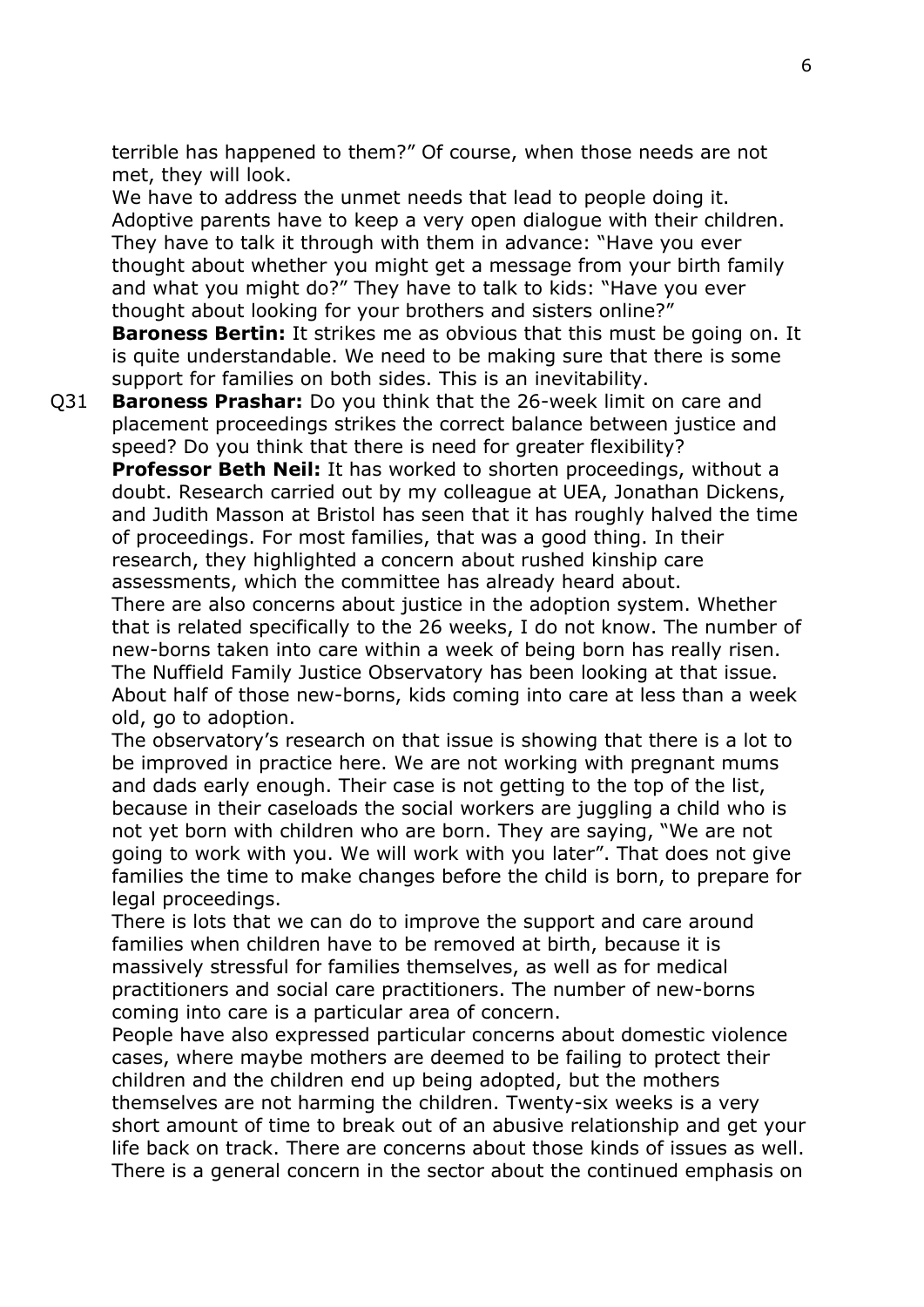terrible has happened to them?" Of course, when those needs are not met, they will look.

We have to address the unmet needs that lead to people doing it. Adoptive parents have to keep a very open dialogue with their children. They have to talk it through with them in advance: "Have you ever thought about whether you might get a message from your birth family and what you might do?" They have to talk to kids: "Have you ever thought about looking for your brothers and sisters online?"

**Baroness Bertin:** It strikes me as obvious that this must be going on. It is quite understandable. We need to be making sure that there is some support for families on both sides. This is an inevitability.

Q31 **Baroness Prashar:** Do you think that the 26-week limit on care and placement proceedings strikes the correct balance between justice and speed? Do you think that there is need for greater flexibility?

**Professor Beth Neil:** It has worked to shorten proceedings, without a doubt. Research carried out by my colleague at UEA, Jonathan Dickens, and Judith Masson at Bristol has seen that it has roughly halved the time of proceedings. For most families, that was a good thing. In their research, they highlighted a concern about rushed kinship care assessments, which the committee has already heard about.

There are also concerns about justice in the adoption system. Whether that is related specifically to the 26 weeks, I do not know. The number of new-borns taken into care within a week of being born has really risen. The Nuffield Family Justice Observatory has been looking at that issue. About half of those new-borns, kids coming into care at less than a week old, go to adoption.

The observatory's research on that issue is showing that there is a lot to be improved in practice here. We are not working with pregnant mums and dads early enough. Their case is not getting to the top of the list, because in their caseloads the social workers are juggling a child who is not yet born with children who are born. They are saying, "We are not going to work with you. We will work with you later". That does not give families the time to make changes before the child is born, to prepare for legal proceedings.

There is lots that we can do to improve the support and care around families when children have to be removed at birth, because it is massively stressful for families themselves, as well as for medical practitioners and social care practitioners. The number of new-borns coming into care is a particular area of concern.

People have also expressed particular concerns about domestic violence cases, where maybe mothers are deemed to be failing to protect their children and the children end up being adopted, but the mothers themselves are not harming the children. Twenty-six weeks is a very short amount of time to break out of an abusive relationship and get your life back on track. There are concerns about those kinds of issues as well.

There is a general concern in the sector about the continued emphasis on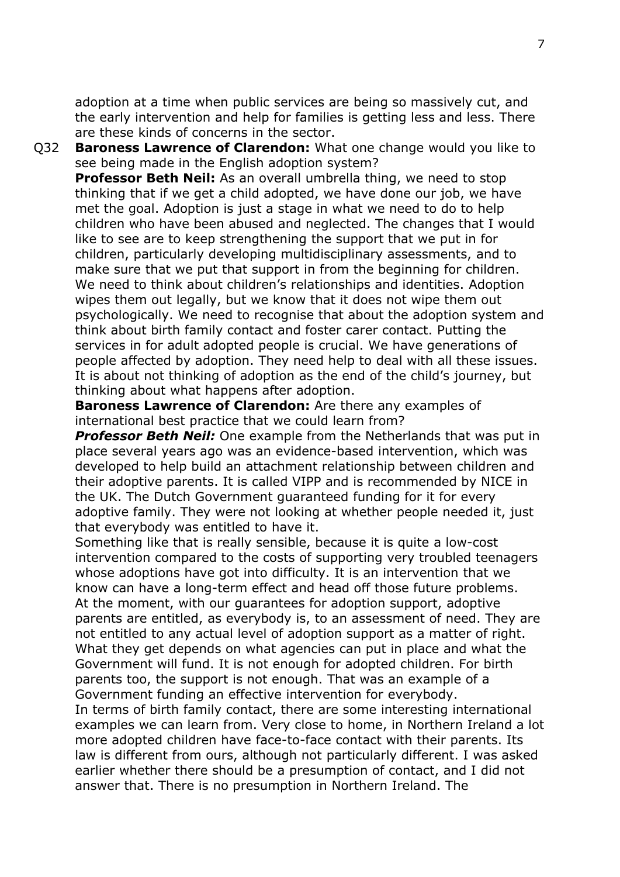adoption at a time when public services are being so massively cut, and the early intervention and help for families is getting less and less. There are these kinds of concerns in the sector.

Q32 **Baroness Lawrence of Clarendon:** What one change would you like to see being made in the English adoption system?

**Professor Beth Neil:** As an overall umbrella thing, we need to stop thinking that if we get a child adopted, we have done our job, we have met the goal. Adoption is just a stage in what we need to do to help children who have been abused and neglected. The changes that I would like to see are to keep strengthening the support that we put in for children, particularly developing multidisciplinary assessments, and to make sure that we put that support in from the beginning for children. We need to think about children's relationships and identities. Adoption wipes them out legally, but we know that it does not wipe them out psychologically. We need to recognise that about the adoption system and think about birth family contact and foster carer contact. Putting the services in for adult adopted people is crucial. We have generations of people affected by adoption. They need help to deal with all these issues. It is about not thinking of adoption as the end of the child's journey, but thinking about what happens after adoption.

**Baroness Lawrence of Clarendon:** Are there any examples of international best practice that we could learn from?

***Professor Beth Neil:*** One example from the Netherlands that was put in place several years ago was an evidence-based intervention, which was developed to help build an attachment relationship between children and their adoptive parents. It is called VIPP and is recommended by NICE in the UK. The Dutch Government guaranteed funding for it for every adoptive family. They were not looking at whether people needed it, just that everybody was entitled to have it.

Something like that is really sensible, because it is quite a low-cost intervention compared to the costs of supporting very troubled teenagers whose adoptions have got into difficulty. It is an intervention that we know can have a long-term effect and head off those future problems.

At the moment, with our guarantees for adoption support, adoptive parents are entitled, as everybody is, to an assessment of need. They are not entitled to any actual level of adoption support as a matter of right. What they get depends on what agencies can put in place and what the Government will fund. It is not enough for adopted children. For birth parents too, the support is not enough. That was an example of a Government funding an effective intervention for everybody.

In terms of birth family contact, there are some interesting international examples we can learn from. Very close to home, in Northern Ireland a lot more adopted children have face-to-face contact with their parents. Its law is different from ours, although not particularly different. I was asked earlier whether there should be a presumption of contact, and I did not answer that. There is no presumption in Northern Ireland. The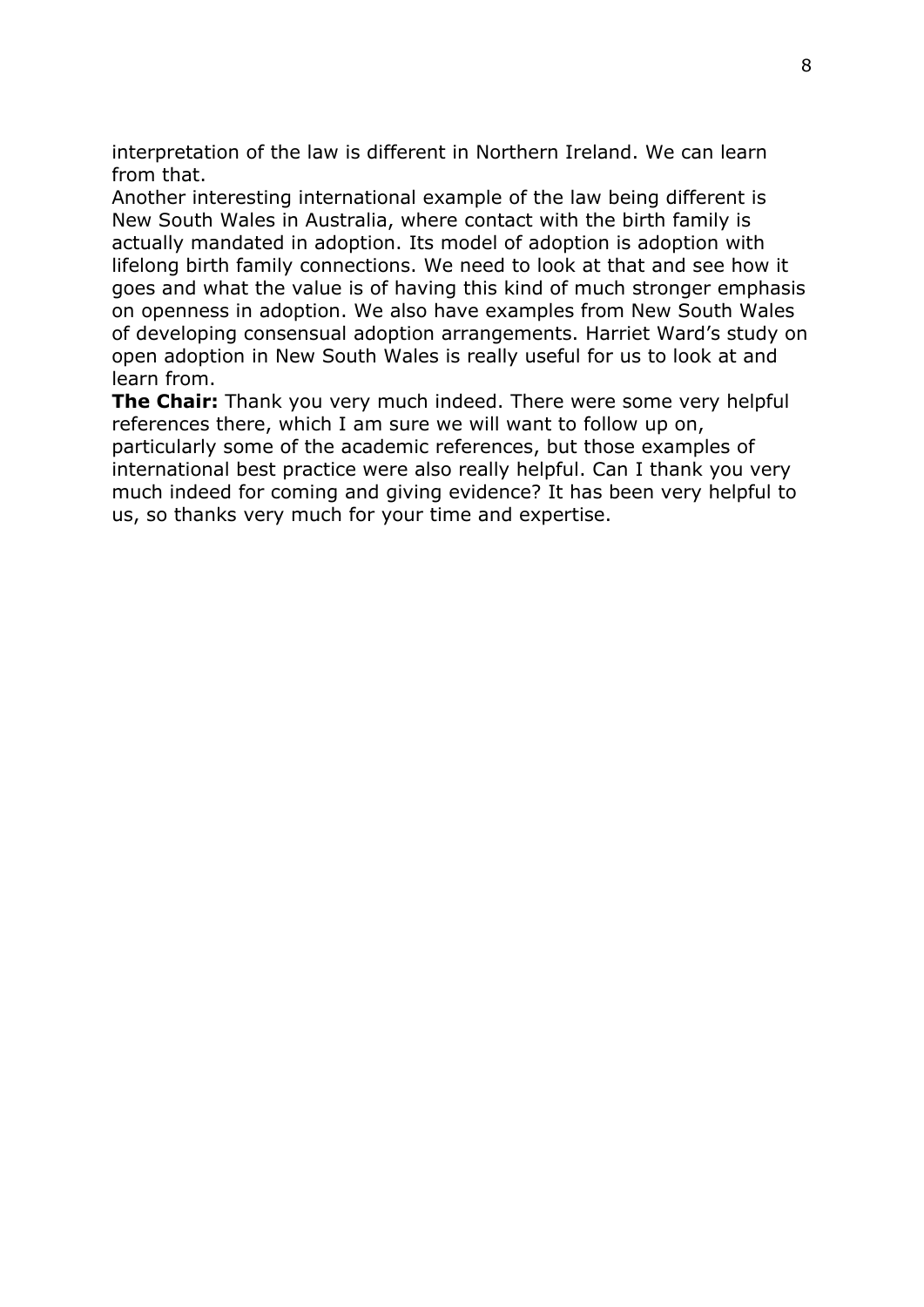interpretation of the law is different in Northern Ireland. We can learn from that.

Another interesting international example of the law being different is New South Wales in Australia, where contact with the birth family is actually mandated in adoption. Its model of adoption is adoption with lifelong birth family connections. We need to look at that and see how it goes and what the value is of having this kind of much stronger emphasis on openness in adoption. We also have examples from New South Wales of developing consensual adoption arrangements. Harriet Ward's study on open adoption in New South Wales is really useful for us to look at and learn from.

**The Chair:** Thank you very much indeed. There were some very helpful references there, which I am sure we will want to follow up on, particularly some of the academic references, but those examples of international best practice were also really helpful. Can I thank you very much indeed for coming and giving evidence? It has been very helpful to us, so thanks very much for your time and expertise.